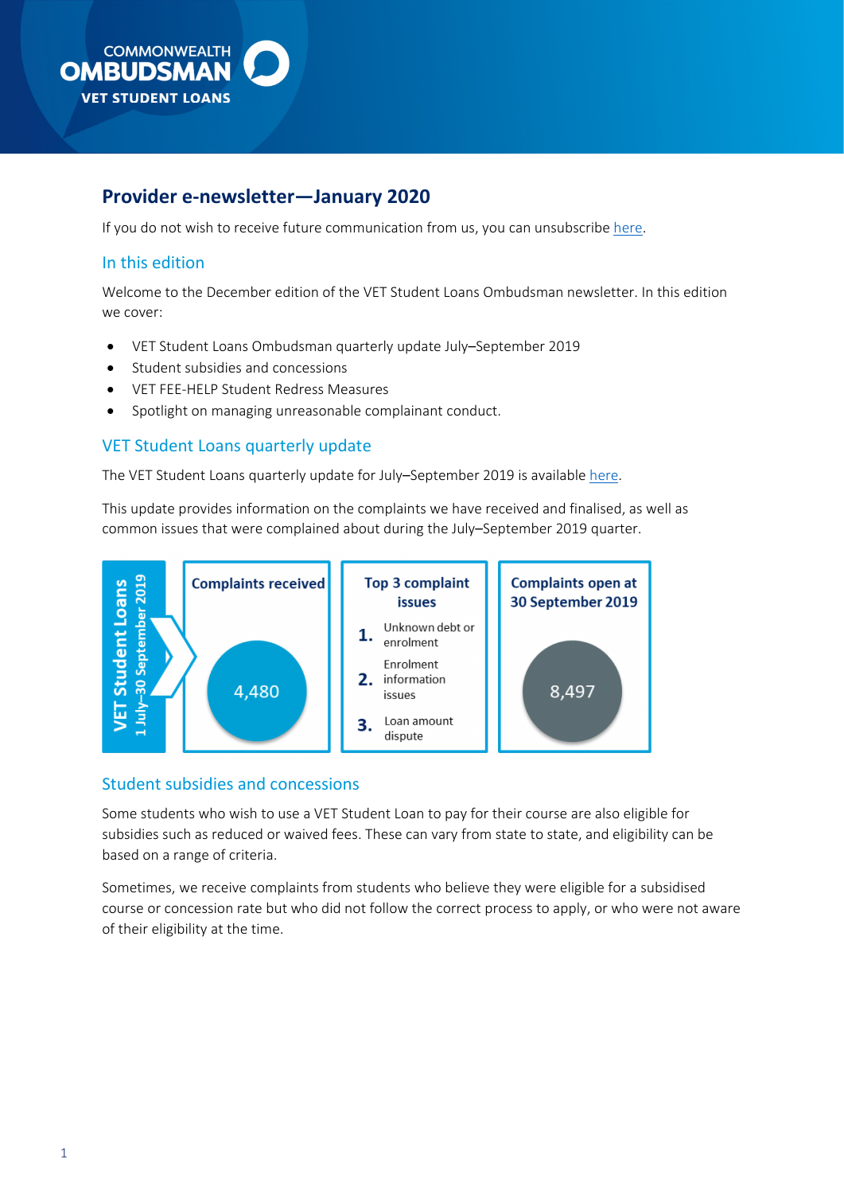COMMONWEALTH OMBUDSMAN
VET STUDENT LOANS

# Provider e-newsletter—January 2020

If you do not wish to receive future communication from us, you can unsubscribe here.

## In this edition

Welcome to the December edition of the VET Student Loans Ombudsman newsletter. In this edition we cover:

- VET Student Loans Ombudsman quarterly update July–September 2019
- Student subsidies and concessions
- VET FEE-HELP Student Redress Measures
- Spotlight on managing unreasonable complainant conduct.

## VET Student Loans quarterly update

The VET Student Loans quarterly update for July–September 2019 is available here.

This update provides information on the complaints we have received and finalised, as well as common issues that were complained about during the July–September 2019 quarter.

**VET Student Loans**
**1 July–30 September 2019**

| Complaints received | Top 3 complaint issues | Complaints open at 30 September 2019 |
| --- | --- | --- |
| 4,480 | 1. Unknown debt or enrolment<br>2. Enrolment information issues<br>3. Loan amount dispute | 8,497 |

## Student subsidies and concessions

Some students who wish to use a VET Student Loan to pay for their course are also eligible for subsidies such as reduced or waived fees. These can vary from state to state, and eligibility can be based on a range of criteria.

Sometimes, we receive complaints from students who believe they were eligible for a subsidised course or concession rate but who did not follow the correct process to apply, or who were not aware of their eligibility at the time.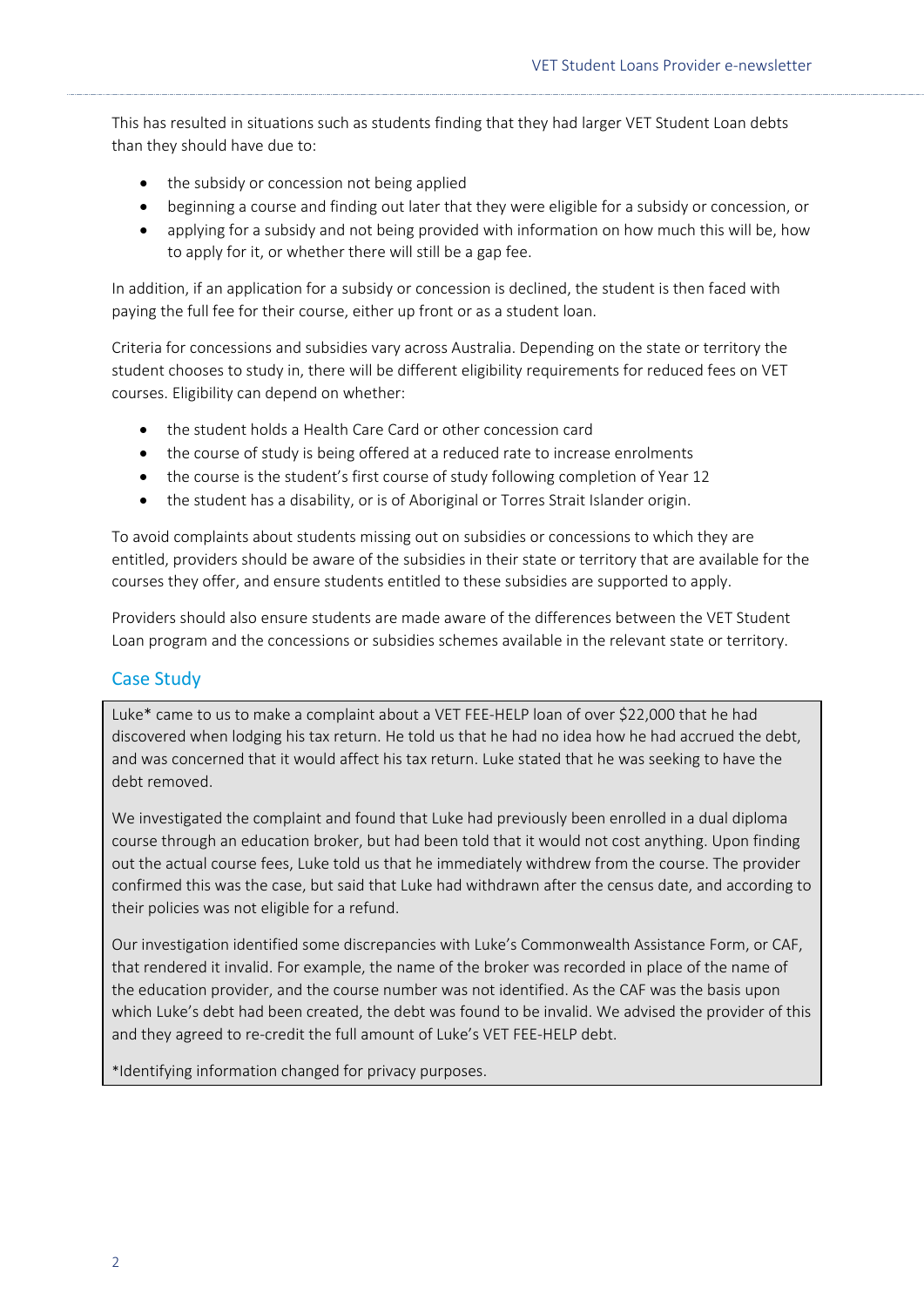This has resulted in situations such as students finding that they had larger VET Student Loan debts than they should have due to:

- the subsidy or concession not being applied
- beginning a course and finding out later that they were eligible for a subsidy or concession, or
- applying for a subsidy and not being provided with information on how much this will be, how to apply for it, or whether there will still be a gap fee.

In addition, if an application for a subsidy or concession is declined, the student is then faced with paying the full fee for their course, either up front or as a student loan.

Criteria for concessions and subsidies vary across Australia. Depending on the state or territory the student chooses to study in, there will be different eligibility requirements for reduced fees on VET courses. Eligibility can depend on whether:

- the student holds a Health Care Card or other concession card
- the course of study is being offered at a reduced rate to increase enrolments
- the course is the student's first course of study following completion of Year 12
- the student has a disability, or is of Aboriginal or Torres Strait Islander origin.

To avoid complaints about students missing out on subsidies or concessions to which they are entitled, providers should be aware of the subsidies in their state or territory that are available for the courses they offer, and ensure students entitled to these subsidies are supported to apply.

Providers should also ensure students are made aware of the differences between the VET Student Loan program and the concessions or subsidies schemes available in the relevant state or territory.

## Case Study

Luke* came to us to make a complaint about a VET FEE-HELP loan of over $22,000 that he had discovered when lodging his tax return. He told us that he had no idea how he had accrued the debt, and was concerned that it would affect his tax return. Luke stated that he was seeking to have the debt removed.

We investigated the complaint and found that Luke had previously been enrolled in a dual diploma course through an education broker, but had been told that it would not cost anything. Upon finding out the actual course fees, Luke told us that he immediately withdrew from the course. The provider confirmed this was the case, but said that Luke had withdrawn after the census date, and according to their policies was not eligible for a refund.

Our investigation identified some discrepancies with Luke's Commonwealth Assistance Form, or CAF, that rendered it invalid. For example, the name of the broker was recorded in place of the name of the education provider, and the course number was not identified. As the CAF was the basis upon which Luke's debt had been created, the debt was found to be invalid. We advised the provider of this and they agreed to re-credit the full amount of Luke's VET FEE-HELP debt.

*Identifying information changed for privacy purposes.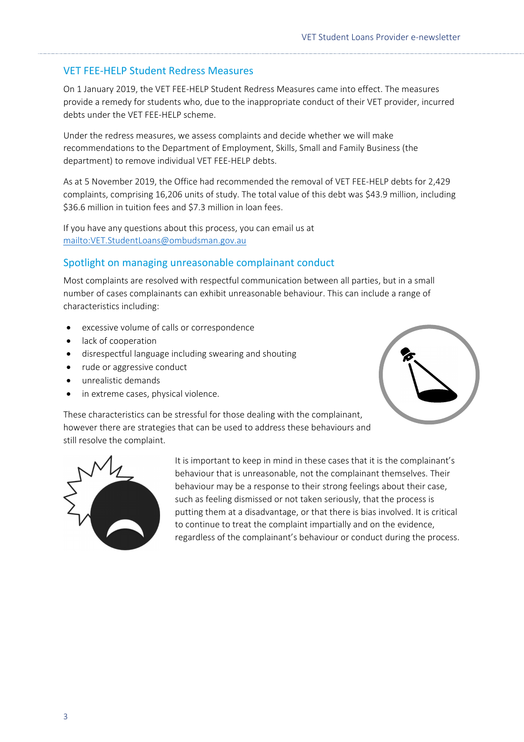## VET FEE-HELP Student Redress Measures

On 1 January 2019, the VET FEE-HELP Student Redress Measures came into effect. The measures provide a remedy for students who, due to the inappropriate conduct of their VET provider, incurred debts under the VET FEE-HELP scheme.

Under the redress measures, we assess complaints and decide whether we will make recommendations to the Department of Employment, Skills, Small and Family Business (the department) to remove individual VET FEE-HELP debts.

As at 5 November 2019, the Office had recommended the removal of VET FEE-HELP debts for 2,429 complaints, comprising 16,206 units of study. The total value of this debt was $43.9 million, including $36.6 million in tuition fees and $7.3 million in loan fees.

If you have any questions about this process, you can email us at [mailto:VET.StudentLoans@ombudsman.gov.au](mailto:VET.StudentLoans@ombudsman.gov.au)

## Spotlight on managing unreasonable complainant conduct

Most complaints are resolved with respectful communication between all parties, but in a small number of cases complainants can exhibit unreasonable behaviour. This can include a range of characteristics including:

- excessive volume of calls or correspondence
- lack of cooperation
- disrespectful language including swearing and shouting
- rude or aggressive conduct
- unrealistic demands
- in extreme cases, physical violence.

These characteristics can be stressful for those dealing with the complainant, however there are strategies that can be used to address these behaviours and still resolve the complaint.

It is important to keep in mind in these cases that it is the complainant's behaviour that is unreasonable, not the complainant themselves. Their behaviour may be a response to their strong feelings about their case, such as feeling dismissed or not taken seriously, that the process is putting them at a disadvantage, or that there is bias involved. It is critical to continue to treat the complaint impartially and on the evidence, regardless of the complainant's behaviour or conduct during the process.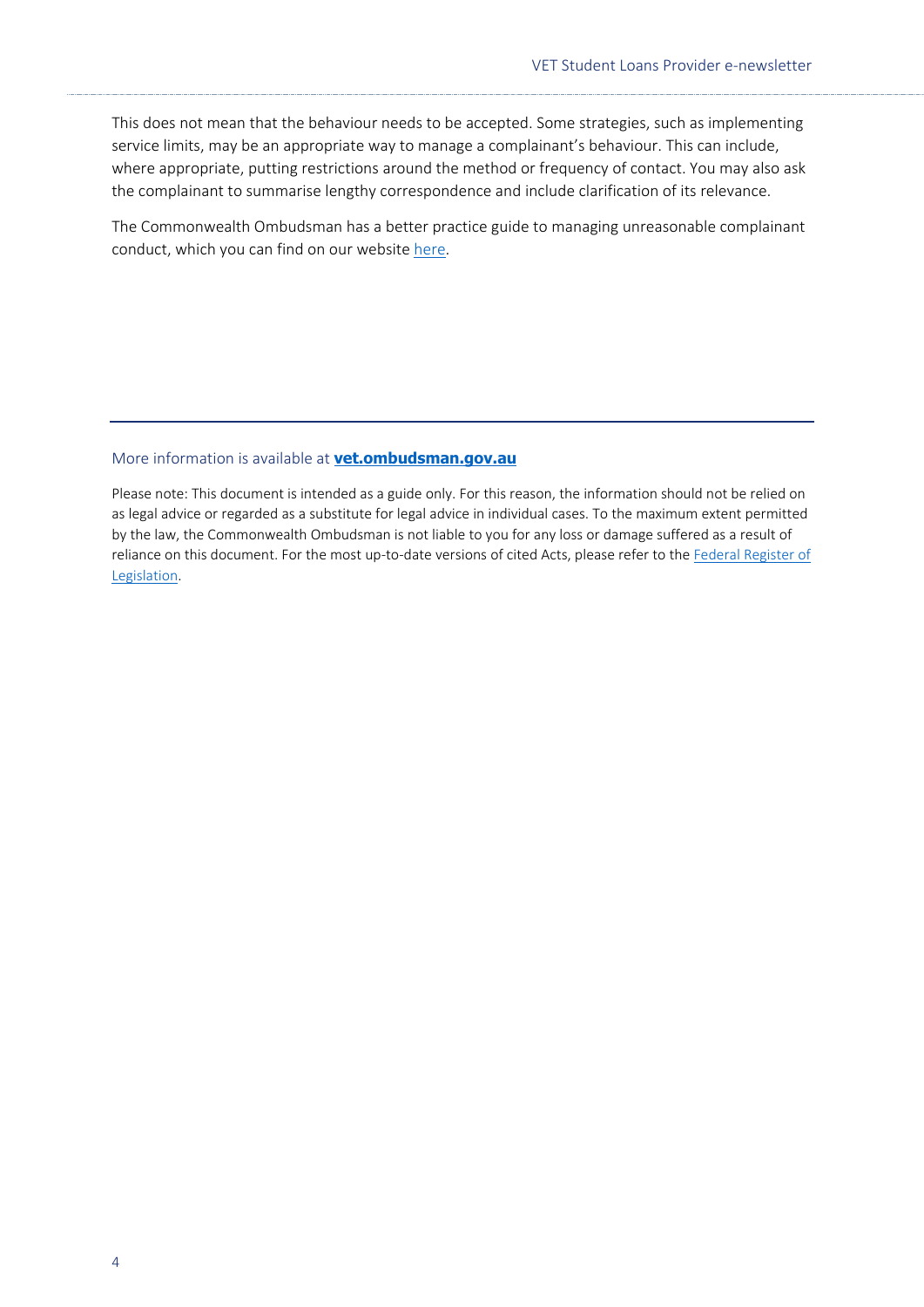This does not mean that the behaviour needs to be accepted. Some strategies, such as implementing service limits, may be an appropriate way to manage a complainant's behaviour. This can include, where appropriate, putting restrictions around the method or frequency of contact. You may also ask the complainant to summarise lengthy correspondence and include clarification of its relevance.

The Commonwealth Ombudsman has a better practice guide to managing unreasonable complainant conduct, which you can find on our website here.

---

More information is available at **vet.ombudsman.gov.au**

Please note: This document is intended as a guide only. For this reason, the information should not be relied on as legal advice or regarded as a substitute for legal advice in individual cases. To the maximum extent permitted by the law, the Commonwealth Ombudsman is not liable to you for any loss or damage suffered as a result of reliance on this document. For the most up-to-date versions of cited Acts, please refer to the Federal Register of Legislation.